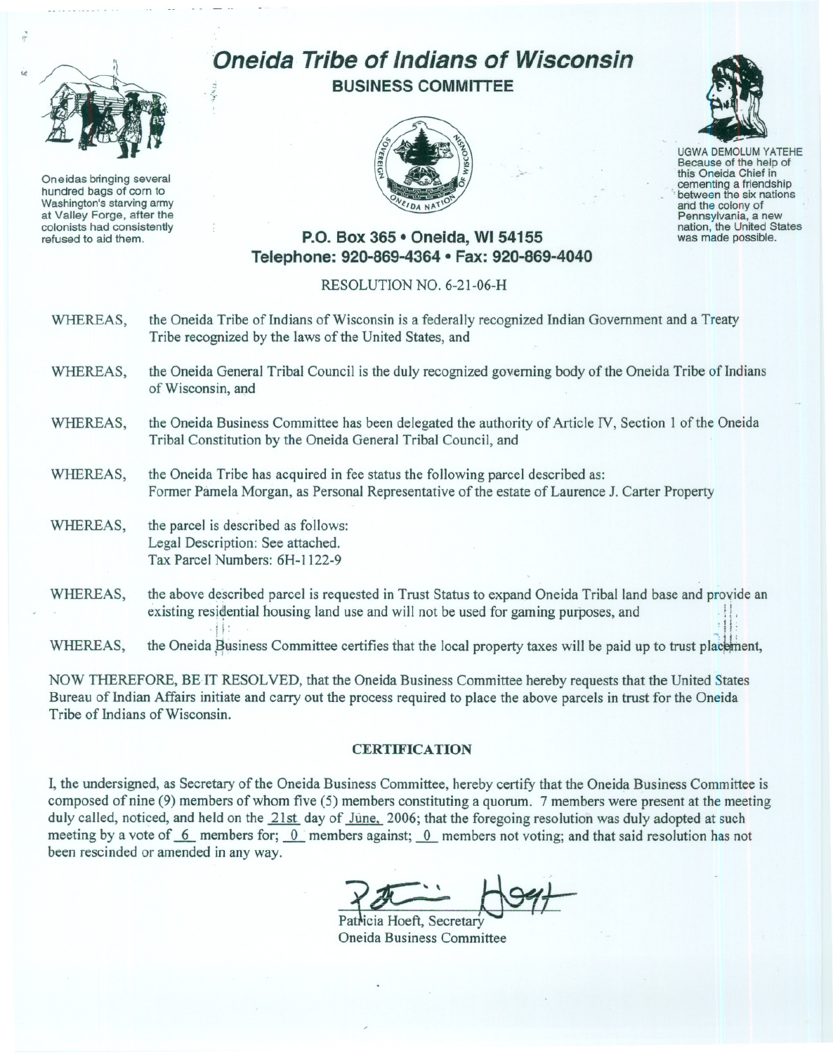# *Oneida Tribe of Indians of Wisconsin*

## BUSINESS COMMITTEE

Oneidas bringing several hundred bags of corn to Washington's starving army at Valley Forge, after the colonists had consistently refused to aid them.

UGWA DEMOLUM YATEHE
Because of the help of this Oneida Chief in cementing a friendship between the six nations and the colony of Pennsylvania, a new nation, the United States was made possible.

**P.O. Box 365 • Oneida, WI 54155**
**Telephone: 920-869-4364 • Fax: 920-869-4040**

RESOLUTION NO. 6-21-06-H

WHEREAS, the Oneida Tribe of Indians of Wisconsin is a federally recognized Indian Government and a Treaty Tribe recognized by the laws of the United States, and

WHEREAS, the Oneida General Tribal Council is the duly recognized governing body of the Oneida Tribe of Indians of Wisconsin, and

WHEREAS, the Oneida Business Committee has been delegated the authority of Article IV, Section 1 of the Oneida Tribal Constitution by the Oneida General Tribal Council, and

WHEREAS, the Oneida Tribe has acquired in fee status the following parcel described as:
Former Pamela Morgan, as Personal Representative of the estate of Laurence J. Carter Property

WHEREAS, the parcel is described as follows:
Legal Description: See attached.
Tax Parcel Numbers: 6H-1122-9

WHEREAS, the above described parcel is requested in Trust Status to expand Oneida Tribal land base and provide an existing residential housing land use and will not be used for gaming purposes, and

WHEREAS, the Oneida Business Committee certifies that the local property taxes will be paid up to trust placement,

NOW THEREFORE, BE IT RESOLVED, that the Oneida Business Committee hereby requests that the United States Bureau of Indian Affairs initiate and carry out the process required to place the above parcels in trust for the Oneida Tribe of Indians of Wisconsin.

**CERTIFICATION**

I, the undersigned, as Secretary of the Oneida Business Committee, hereby certify that the Oneida Business Committee is composed of nine (9) members of whom five (5) members constituting a quorum. 7 members were present at the meeting duly called, noticed, and held on the 21st day of June, 2006; that the foregoing resolution was duly adopted at such meeting by a vote of 6 members for; 0 members against; 0 members not voting; and that said resolution has not been rescinded or amended in any way.

Patricia Hoeft, Secretary
Oneida Business Committee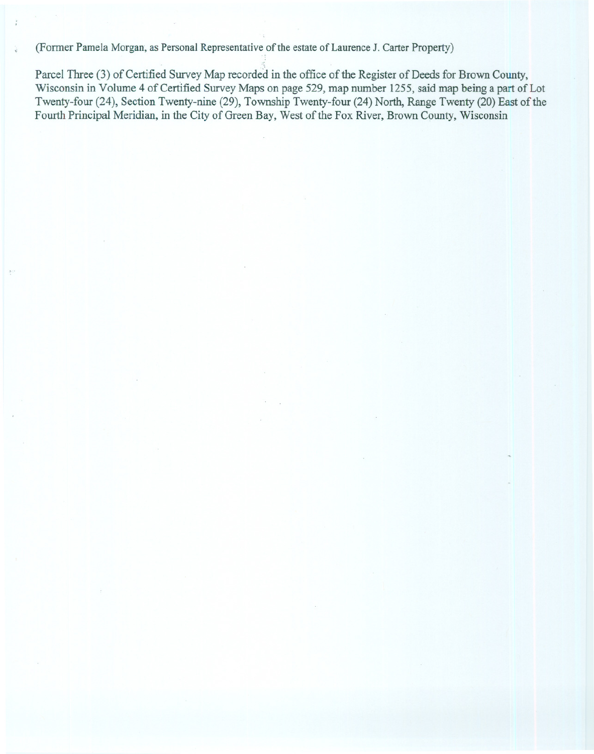(Former Pamela Morgan, as Personal Representative of the estate of Laurence J. Carter Property)

Parcel Three (3) of Certified Survey Map recorded in the office of the Register of Deeds for Brown County, Wisconsin in Volume 4 of Certified Survey Maps on page 529, map number 1255, said map being a part of Lot Twenty-four (24), Section Twenty-nine (29), Township Twenty-four (24) North, Range Twenty (20) East of the Fourth Principal Meridian, in the City of Green Bay, West of the Fox River, Brown County, Wisconsin